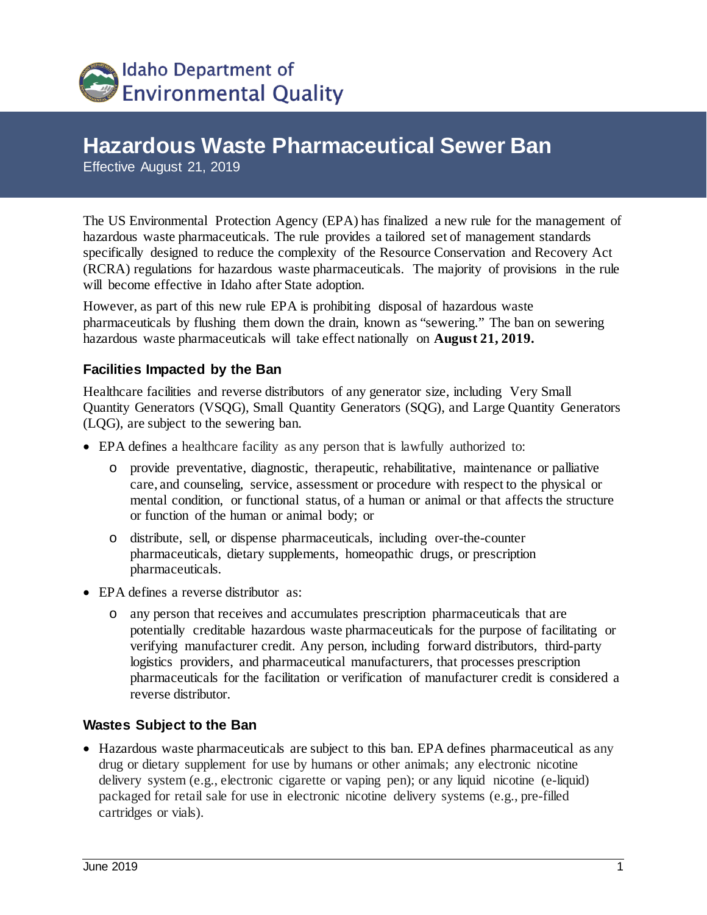Idaho Department of Environmental Quality

# Hazardous Waste Pharmaceutical Sewer Ban

Effective August 21, 2019

The US Environmental Protection Agency (EPA) has finalized a new rule for the management of hazardous waste pharmaceuticals. The rule provides a tailored set of management standards specifically designed to reduce the complexity of the Resource Conservation and Recovery Act (RCRA) regulations for hazardous waste pharmaceuticals. The majority of provisions in the rule will become effective in Idaho after State adoption.

However, as part of this new rule EPA is prohibiting disposal of hazardous waste pharmaceuticals by flushing them down the drain, known as "sewering." The ban on sewering hazardous waste pharmaceuticals will take effect nationally on **August 21, 2019.**

### Facilities Impacted by the Ban

Healthcare facilities and reverse distributors of any generator size, including Very Small Quantity Generators (VSQG), Small Quantity Generators (SQG), and Large Quantity Generators (LQG), are subject to the sewering ban.

- EPA defines a healthcare facility as any person that is lawfully authorized to:
  - provide preventative, diagnostic, therapeutic, rehabilitative, maintenance or palliative care, and counseling, service, assessment or procedure with respect to the physical or mental condition, or functional status, of a human or animal or that affects the structure or function of the human or animal body; or
  - distribute, sell, or dispense pharmaceuticals, including over-the-counter pharmaceuticals, dietary supplements, homeopathic drugs, or prescription pharmaceuticals.
- EPA defines a reverse distributor as:
  - any person that receives and accumulates prescription pharmaceuticals that are potentially creditable hazardous waste pharmaceuticals for the purpose of facilitating or verifying manufacturer credit. Any person, including forward distributors, third-party logistics providers, and pharmaceutical manufacturers, that processes prescription pharmaceuticals for the facilitation or verification of manufacturer credit is considered a reverse distributor.

### Wastes Subject to the Ban

- Hazardous waste pharmaceuticals are subject to this ban. EPA defines pharmaceutical as any drug or dietary supplement for use by humans or other animals; any electronic nicotine delivery system (e.g., electronic cigarette or vaping pen); or any liquid nicotine (e-liquid) packaged for retail sale for use in electronic nicotine delivery systems (e.g., pre-filled cartridges or vials).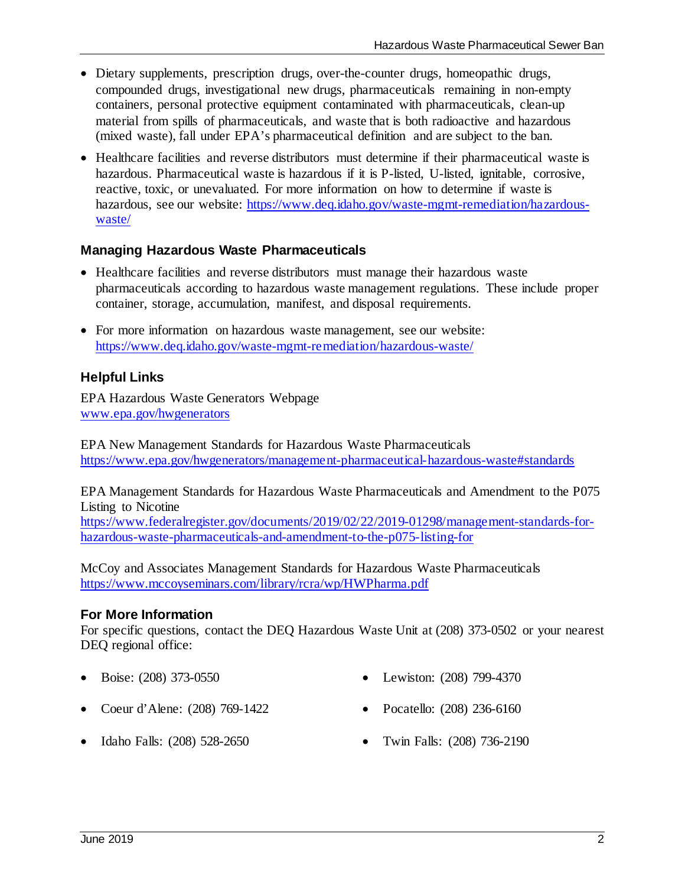- Dietary supplements, prescription drugs, over-the-counter drugs, homeopathic drugs, compounded drugs, investigational new drugs, pharmaceuticals remaining in non-empty containers, personal protective equipment contaminated with pharmaceuticals, clean-up material from spills of pharmaceuticals, and waste that is both radioactive and hazardous (mixed waste), fall under EPA's pharmaceutical definition and are subject to the ban.
- Healthcare facilities and reverse distributors must determine if their pharmaceutical waste is hazardous. Pharmaceutical waste is hazardous if it is P-listed, U-listed, ignitable, corrosive, reactive, toxic, or unevaluated. For more information on how to determine if waste is hazardous, see our website: [https://www.deq.idaho.gov/waste-mgmt-remediation/hazardous-waste/](https://www.deq.idaho.gov/waste-mgmt-remediation/hazardous-waste/)

## Managing Hazardous Waste Pharmaceuticals

- Healthcare facilities and reverse distributors must manage their hazardous waste pharmaceuticals according to hazardous waste management regulations. These include proper container, storage, accumulation, manifest, and disposal requirements.
- For more information on hazardous waste management, see our website: [https://www.deq.idaho.gov/waste-mgmt-remediation/hazardous-waste/](https://www.deq.idaho.gov/waste-mgmt-remediation/hazardous-waste/)

## Helpful Links

EPA Hazardous Waste Generators Webpage
[www.epa.gov/hwgenerators](www.epa.gov/hwgenerators)

EPA New Management Standards for Hazardous Waste Pharmaceuticals
[https://www.epa.gov/hwgenerators/management-pharmaceutical-hazardous-waste#standards](https://www.epa.gov/hwgenerators/management-pharmaceutical-hazardous-waste#standards)

EPA Management Standards for Hazardous Waste Pharmaceuticals and Amendment to the P075 Listing to Nicotine
[https://www.federalregister.gov/documents/2019/02/22/2019-01298/management-standards-for-hazardous-waste-pharmaceuticals-and-amendment-to-the-p075-listing-for](https://www.federalregister.gov/documents/2019/02/22/2019-01298/management-standards-for-hazardous-waste-pharmaceuticals-and-amendment-to-the-p075-listing-for)

McCoy and Associates Management Standards for Hazardous Waste Pharmaceuticals
[https://www.mccoyseminars.com/library/rcra/wp/HWPharma.pdf](https://www.mccoyseminars.com/library/rcra/wp/HWPharma.pdf)

## For More Information

For specific questions, contact the DEQ Hazardous Waste Unit at (208) 373-0502 or your nearest DEQ regional office:

- Boise: (208) 373-0550
- Coeur d'Alene: (208) 769-1422
- Idaho Falls: (208) 528-2650
- Lewiston: (208) 799-4370
- Pocatello: (208) 236-6160
- Twin Falls: (208) 736-2190